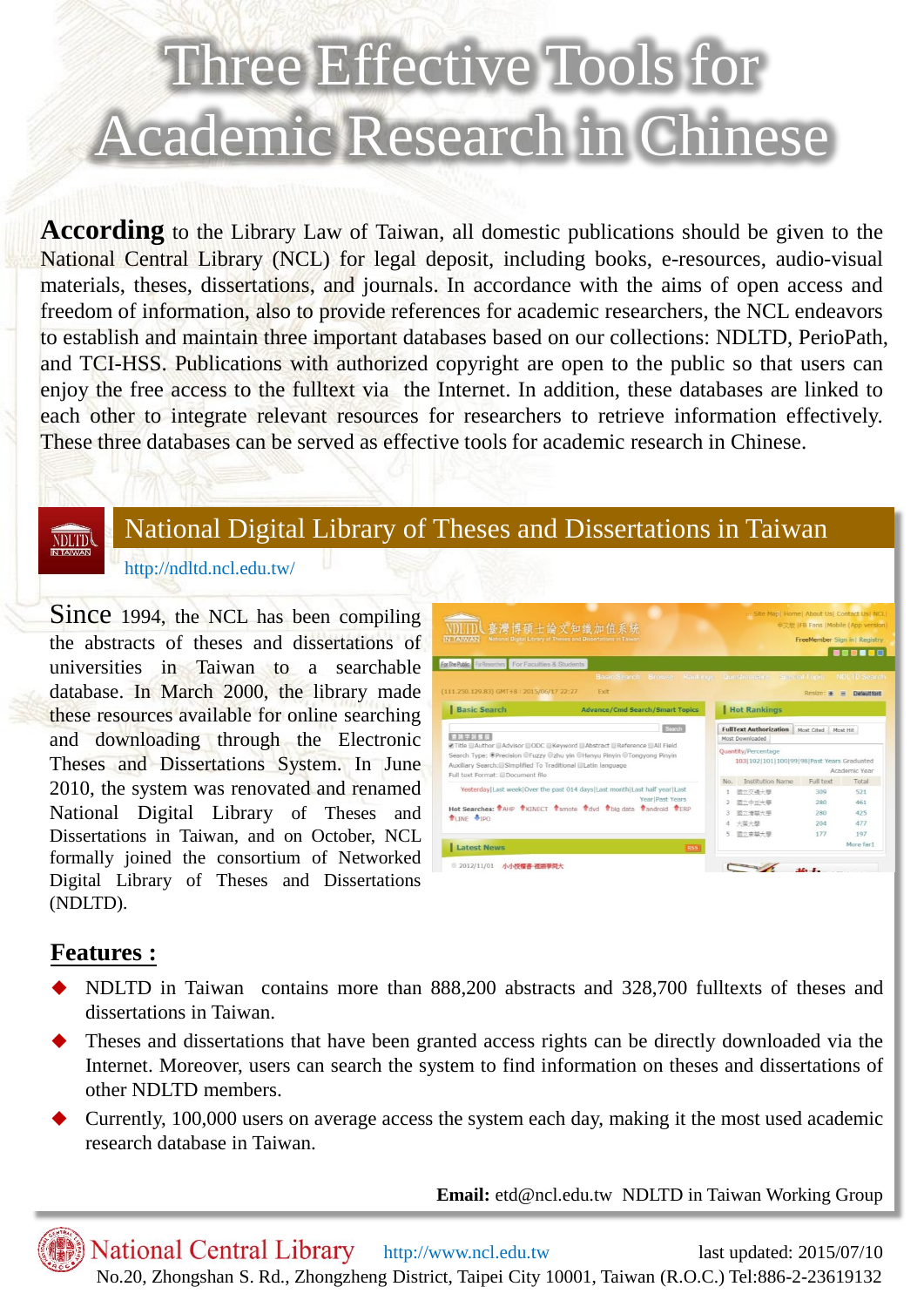# Three Effective Tools for Academic Research in Chinese

**According** to the Library Law of Taiwan, all domestic publications should be given to the National Central Library (NCL) for legal deposit, including books, e-resources, audio-visual materials, theses, dissertations, and journals. In accordance with the aims of open access and freedom of information, also to provide references for academic researchers, the NCL endeavors to establish and maintain three important databases based on our collections: NDLTD, PerioPath, and TCI-HSS. Publications with authorized copyright are open to the public so that users can enjoy the free access to the fulltext via the Internet. In addition, these databases are linked to each other to integrate relevant resources for researchers to retrieve information effectively. These three databases can be served as effective tools for academic research in Chinese.

## National Digital Library of Theses and Dissertations in Taiwan

http://ndltd.ncl.edu.tw/

Since 1994, the NCL has been compiling the abstracts of theses and dissertations of universities in Taiwan to a searchable database. In March 2000, the library made these resources available for online searching and downloading through the Electronic Theses and Dissertations System. In June 2010, the system was renovated and renamed National Digital Library of Theses and Dissertations in Taiwan, and on October, NCL formally joined the consortium of Networked Digital Library of Theses and Dissertations (NDLTD).

### Features :

- NDLTD in Taiwan contains more than 888,200 abstracts and 328,700 fulltexts of theses and dissertations in Taiwan.
- Theses and dissertations that have been granted access rights can be directly downloaded via the Internet. Moreover, users can search the system to find information on theses and dissertations of other NDLTD members.
- Currently, 100,000 users on average access the system each day, making it the most used academic research database in Taiwan.

**Email:** etd@ncl.edu.tw NDLTD in Taiwan Working Group

National Central Library http://www.ncl.edu.tw last updated: 2015/07/10

No.20, Zhongshan S. Rd., Zhongzheng District, Taipei City 10001, Taiwan (R.O.C.) Tel:886-2-23619132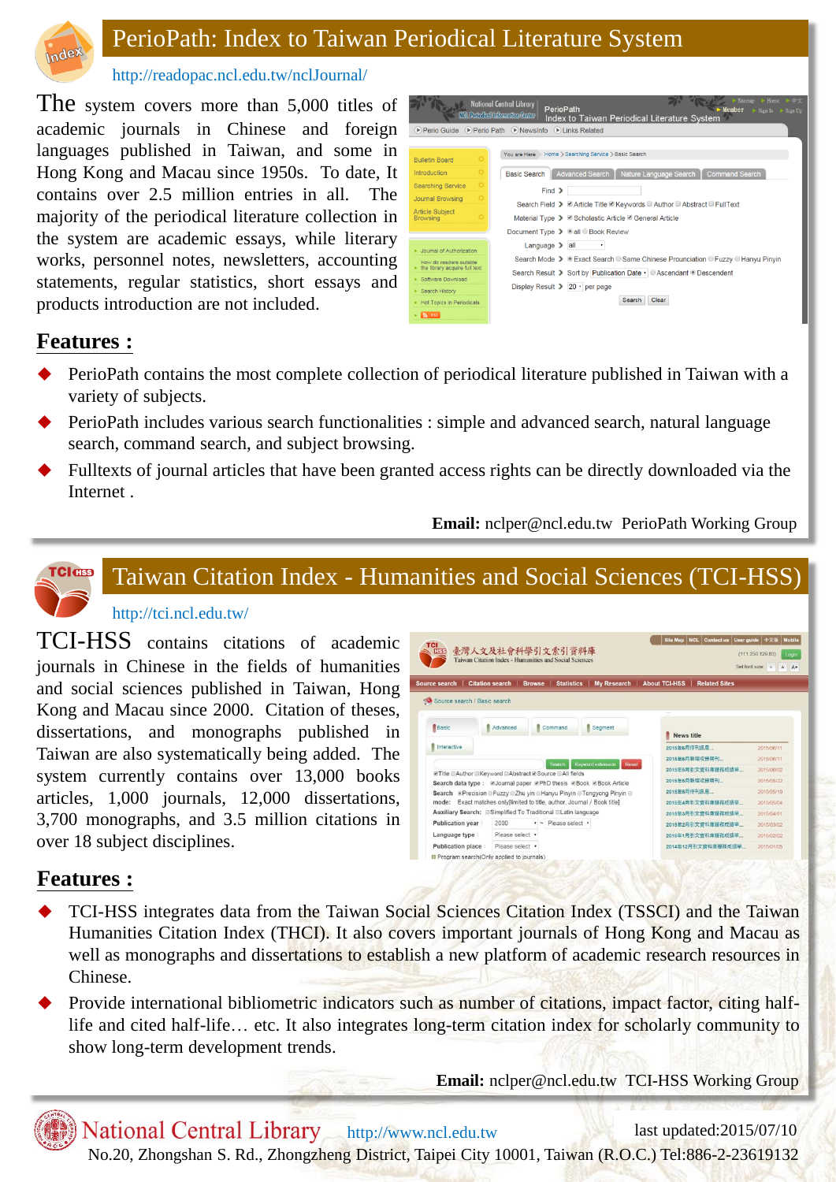# PerioPath: Index to Taiwan Periodical Literature System

http://readopac.ncl.edu.tw/nclJournal/

The system covers more than 5,000 titles of academic journals in Chinese and foreign languages published in Taiwan, and some in Hong Kong and Macau since 1950s. To date, It contains over 2.5 million entries in all. The majority of the periodical literature collection in the system are academic essays, while literary works, personnel notes, newsletters, accounting statements, regular statistics, short essays and products introduction are not included.

## Features :

- PerioPath contains the most complete collection of periodical literature published in Taiwan with a variety of subjects.
- PerioPath includes various search functionalities : simple and advanced search, natural language search, command search, and subject browsing.
- Fulltexts of journal articles that have been granted access rights can be directly downloaded via the Internet .

**Email:** nclper@ncl.edu.tw PerioPath Working Group

# Taiwan Citation Index - Humanities and Social Sciences (TCI-HSS)

http://tci.ncl.edu.tw/

TCI-HSS contains citations of academic journals in Chinese in the fields of humanities and social sciences published in Taiwan, Hong Kong and Macau since 2000. Citation of theses, dissertations, and monographs published in Taiwan are also systematically being added. The system currently contains over 13,000 books articles, 1,000 journals, 12,000 dissertations, 3,700 monographs, and 3.5 million citations in over 18 subject disciplines.

## Features :

- TCI-HSS integrates data from the Taiwan Social Sciences Citation Index (TSSCI) and the Taiwan Humanities Citation Index (THCI). It also covers important journals of Hong Kong and Macau as well as monographs and dissertations to establish a new platform of academic research resources in Chinese.
- Provide international bibliometric indicators such as number of citations, impact factor, citing half-life and cited half-life… etc. It also integrates long-term citation index for scholarly community to show long-term development trends.

**Email:** nclper@ncl.edu.tw TCI-HSS Working Group

National Central Library http://www.ncl.edu.tw last updated:2015/07/10

No.20, Zhongshan S. Rd., Zhongzheng District, Taipei City 10001, Taiwan (R.O.C.) Tel:886-2-23619132